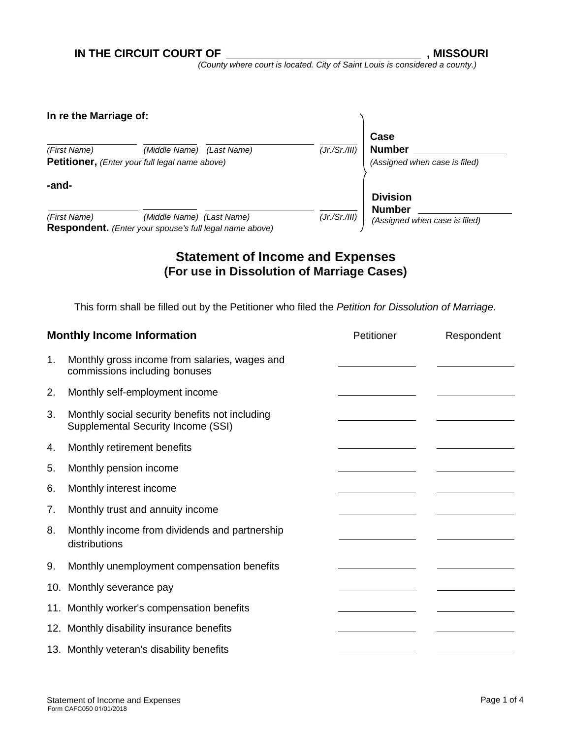**IN THE CIRCUIT COURT OF \_\_\_\_\_\_\_\_\_\_\_\_\_\_\_\_\_\_\_\_\_\_\_\_\_\_\_\_\_\_\_\_ , MISSOURI**
*(County where court is located. City of Saint Louis is considered a county.)*

**In re the Marriage of:**

\_\_\_\_\_\_\_\_\_\_\_\_\_\_\_\_ \_\_\_\_\_\_\_\_\_\_ \_\_\_\_\_\_\_\_\_\_\_\_\_\_\_\_\_\_\_\_ \_\_\_\_\_\_\_
*(First Name) (Middle Name) (Last Name) (Jr./Sr./III)*
**Petitioner,** *(Enter your full legal name above)*

**-and-**

\_\_\_\_\_\_\_\_\_\_\_\_\_\_\_\_ \_\_\_\_\_\_\_\_\_\_ \_\_\_\_\_\_\_\_\_\_\_\_\_\_\_\_\_\_\_\_ \_\_\_\_\_\_\_
*(First Name) (Middle Name) (Last Name) (Jr./Sr./III)*
**Respondent.** *(Enter your spouse's full legal name above)*

**Case Number** \_\_\_\_\_\_\_\_\_\_\_\_\_\_\_\_
*(Assigned when case is filed)*

**Division Number** \_\_\_\_\_\_\_\_\_\_\_\_\_\_\_\_
*(Assigned when case is filed)*

## Statement of Income and Expenses
## (For use in Dissolution of Marriage Cases)

This form shall be filled out by the Petitioner who filed the *Petition for Dissolution of Marriage*.

| **Monthly Income Information** | Petitioner | Respondent |
|---|---|---|
| 1. Monthly gross income from salaries, wages and commissions including bonuses | | |
| 2. Monthly self-employment income | | |
| 3. Monthly social security benefits not including Supplemental Security Income (SSI) | | |
| 4. Monthly retirement benefits | | |
| 5. Monthly pension income | | |
| 6. Monthly interest income | | |
| 7. Monthly trust and annuity income | | |
| 8. Monthly income from dividends and partnership distributions | | |
| 9. Monthly unemployment compensation benefits | | |
| 10. Monthly severance pay | | |
| 11. Monthly worker's compensation benefits | | |
| 12. Monthly disability insurance benefits | | |
| 13. Monthly veteran's disability benefits | | |

Form CAFC050 01/01/2018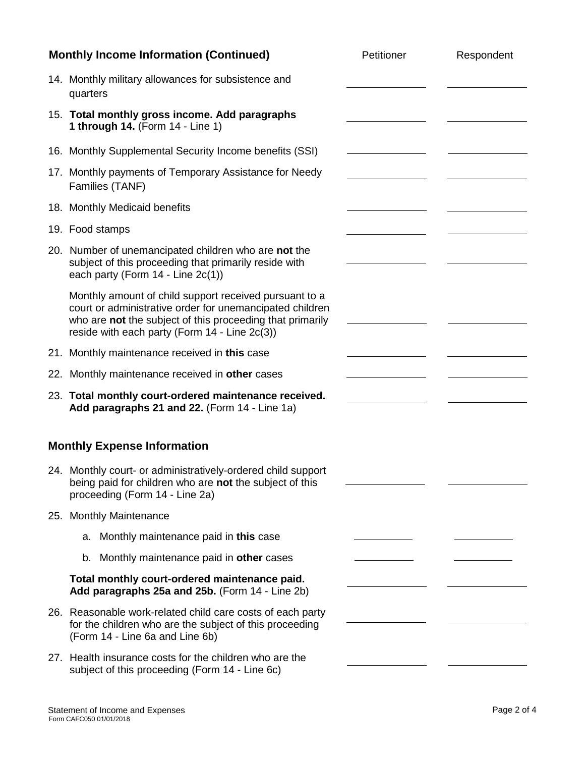| Monthly Income Information (Continued) | Petitioner | Respondent |
|---|---|---|
| 14. Monthly military allowances for subsistence and quarters | | |
| 15. **Total monthly gross income. Add paragraphs 1 through 14.** (Form 14 - Line 1) | | |
| 16. Monthly Supplemental Security Income benefits (SSI) | | |
| 17. Monthly payments of Temporary Assistance for Needy Families (TANF) | | |
| 18. Monthly Medicaid benefits | | |
| 19. Food stamps | | |
| 20. Number of unemancipated children who are **not** the subject of this proceeding that primarily reside with each party (Form 14 - Line 2c(1)) | | |
| Monthly amount of child support received pursuant to a court or administrative order for unemancipated children who are **not** the subject of this proceeding that primarily reside with each party (Form 14 - Line 2c(3)) | | |
| 21. Monthly maintenance received in **this** case | | |
| 22. Monthly maintenance received in **other** cases | | |
| 23. **Total monthly court-ordered maintenance received. Add paragraphs 21 and 22.** (Form 14 - Line 1a) | | |

## Monthly Expense Information

| | Petitioner | Respondent |
|---|---|---|
| 24. Monthly court- or administratively-ordered child support being paid for children who are **not** the subject of this proceeding (Form 14 - Line 2a) | | |
| 25. Monthly Maintenance | | |
| a. Monthly maintenance paid in **this** case | | |
| b. Monthly maintenance paid in **other** cases | | |
| **Total monthly court-ordered maintenance paid. Add paragraphs 25a and 25b.** (Form 14 - Line 2b) | | |
| 26. Reasonable work-related child care costs of each party for the children who are the subject of this proceeding (Form 14 - Line 6a and Line 6b) | | |
| 27. Health insurance costs for the children who are the subject of this proceeding (Form 14 - Line 6c) | | |

Statement of Income and Expenses
Form CAFC050 01/01/2018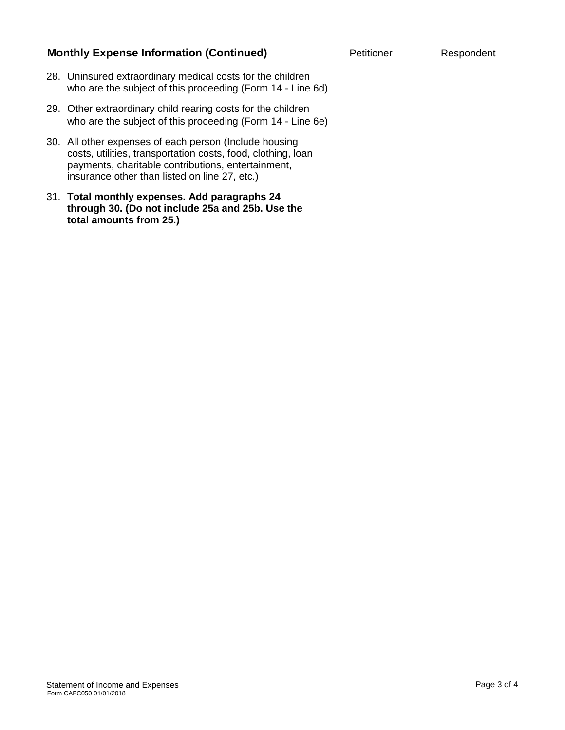| Monthly Expense Information (Continued) | Petitioner | Respondent |
| --- | --- | --- |
| 28. Uninsured extraordinary medical costs for the children who are the subject of this proceeding (Form 14 - Line 6d) | | |
| 29. Other extraordinary child rearing costs for the children who are the subject of this proceeding (Form 14 - Line 6e) | | |
| 30. All other expenses of each person (Include housing costs, utilities, transportation costs, food, clothing, loan payments, charitable contributions, entertainment, insurance other than listed on line 27, etc.) | | |
| 31. **Total monthly expenses. Add paragraphs 24 through 30. (Do not include 25a and 25b. Use the total amounts from 25.)** | | |

Statement of Income and Expenses
Form CAFC050 01/01/2018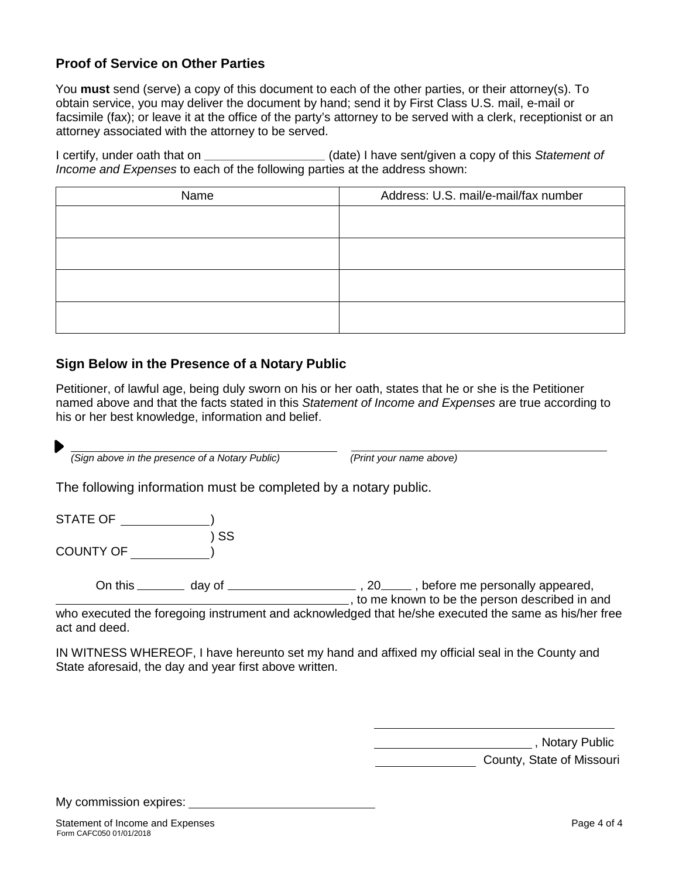## Proof of Service on Other Parties

You **must** send (serve) a copy of this document to each of the other parties, or their attorney(s). To obtain service, you may deliver the document by hand; send it by First Class U.S. mail, e-mail or facsimile (fax); or leave it at the office of the party's attorney to be served with a clerk, receptionist or an attorney associated with the attorney to be served.

I certify, under oath that on __________________ (date) I have sent/given a copy of this *Statement of Income and Expenses* to each of the following parties at the address shown:

| Name | Address: U.S. mail/e-mail/fax number |
|---|---|
| | |
| | |
| | |
| | |

## Sign Below in the Presence of a Notary Public

Petitioner, of lawful age, being duly sworn on his or her oath, states that he or she is the Petitioner named above and that the facts stated in this *Statement of Income and Expenses* are true according to his or her best knowledge, information and belief.

________________________________________ *(Sign above in the presence of a Notary Public)*

________________________________________ *(Print your name above)*

The following information must be completed by a notary public.

STATE OF _____________)
) SS
COUNTY OF ____________)

On this _______ day of ___________________ , 20_____ , before me personally appeared, _____________________________________________, to me known to be the person described in and who executed the foregoing instrument and acknowledged that he/she executed the same as his/her free act and deed.

IN WITNESS WHEREOF, I have hereunto set my hand and affixed my official seal in the County and State aforesaid, the day and year first above written.

________________________________________

________________________, Notary Public

_______________ County, State of Missouri

My commission expires: ____________________________

Statement of Income and Expenses
Form CAFC050 01/01/2018